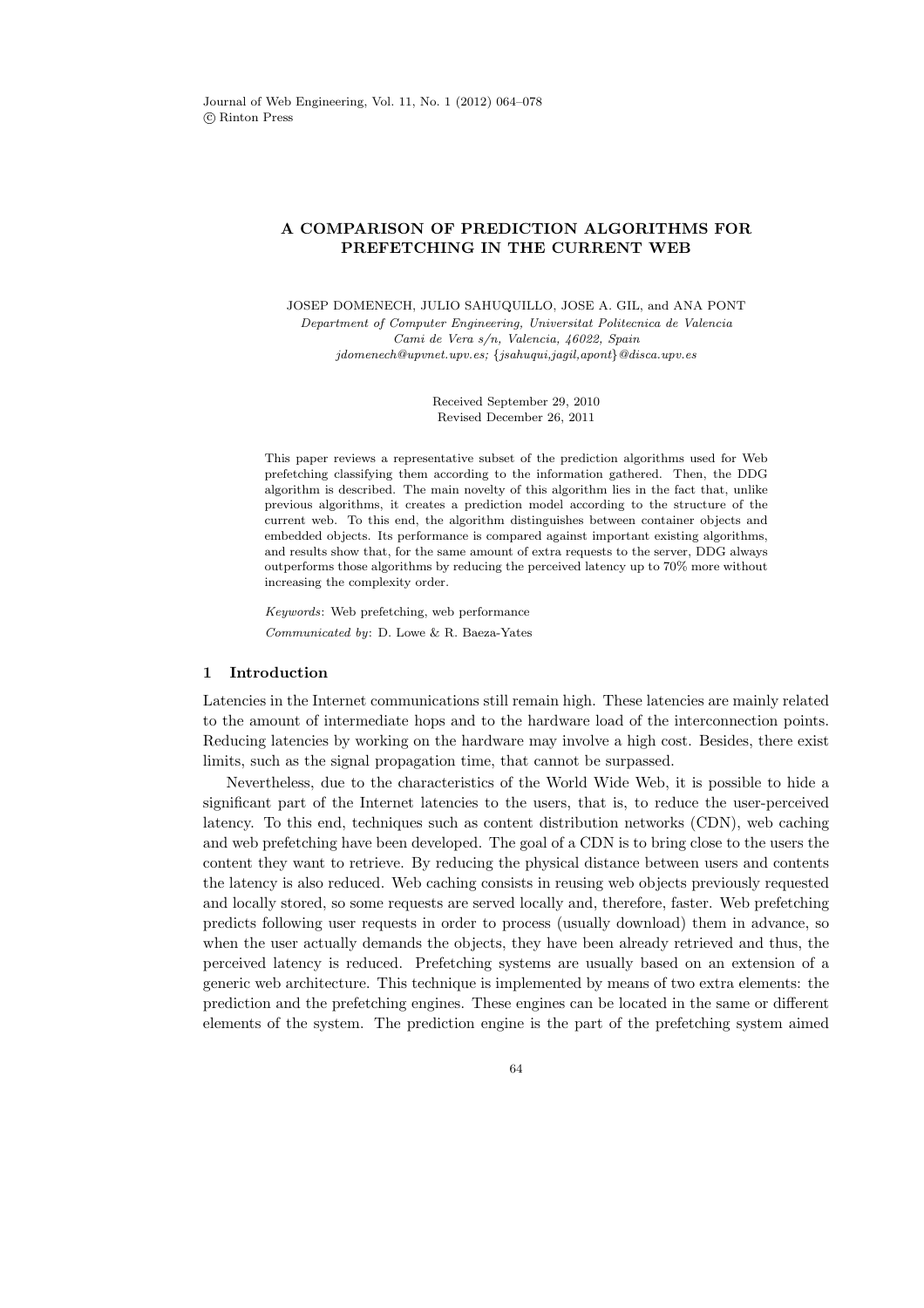# A COMPARISON OF PREDICTION ALGORITHMS FOR PREFETCHING IN THE CURRENT WEB

JOSEP DOMENECH, JULIO SAHUQUILLO, JOSE A. GIL, and ANA PONT

*Department of Computer Engineering, Universitat Politecnica de Valencia*
*Cami de Vera s/n, Valencia, 46022, Spain*
*jdomenech@upvnet.upv.es; {jsahuqui,jagil,apont}@disca.upv.es*

Received September 29, 2010
Revised December 26, 2011

This paper reviews a representative subset of the prediction algorithms used for Web prefetching classifying them according to the information gathered. Then, the DDG algorithm is described. The main novelty of this algorithm lies in the fact that, unlike previous algorithms, it creates a prediction model according to the structure of the current web. To this end, the algorithm distinguishes between container objects and embedded objects. Its performance is compared against important existing algorithms, and results show that, for the same amount of extra requests to the server, DDG always outperforms those algorithms by reducing the perceived latency up to 70% more without increasing the complexity order.

*Keywords*: Web prefetching, web performance

*Communicated by*: D. Lowe & R. Baeza-Yates

## 1 Introduction

Latencies in the Internet communications still remain high. These latencies are mainly related to the amount of intermediate hops and to the hardware load of the interconnection points. Reducing latencies by working on the hardware may involve a high cost. Besides, there exist limits, such as the signal propagation time, that cannot be surpassed.

Nevertheless, due to the characteristics of the World Wide Web, it is possible to hide a significant part of the Internet latencies to the users, that is, to reduce the user-perceived latency. To this end, techniques such as content distribution networks (CDN), web caching and web prefetching have been developed. The goal of a CDN is to bring close to the users the content they want to retrieve. By reducing the physical distance between users and contents the latency is also reduced. Web caching consists in reusing web objects previously requested and locally stored, so some requests are served locally and, therefore, faster. Web prefetching predicts following user requests in order to process (usually download) them in advance, so when the user actually demands the objects, they have been already retrieved and thus, the perceived latency is reduced. Prefetching systems are usually based on an extension of a generic web architecture. This technique is implemented by means of two extra elements: the prediction and the prefetching engines. These engines can be located in the same or different elements of the system. The prediction engine is the part of the prefetching system aimed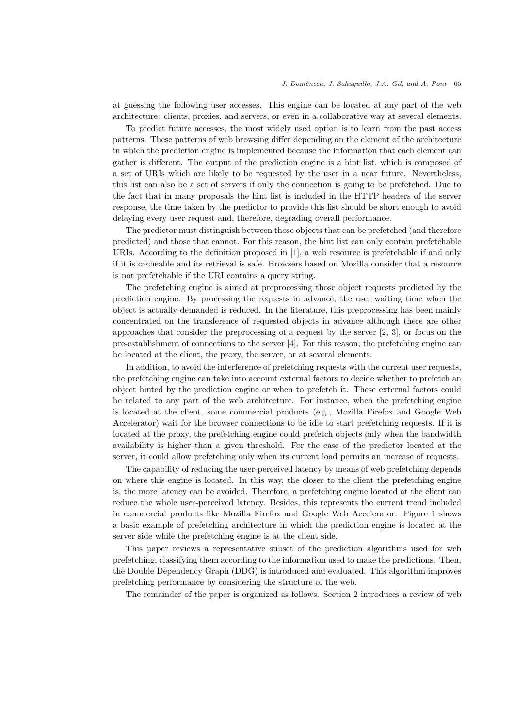at guessing the following user accesses. This engine can be located at any part of the web architecture: clients, proxies, and servers, or even in a collaborative way at several elements.

To predict future accesses, the most widely used option is to learn from the past access patterns. These patterns of web browsing differ depending on the element of the architecture in which the prediction engine is implemented because the information that each element can gather is different. The output of the prediction engine is a hint list, which is composed of a set of URIs which are likely to be requested by the user in a near future. Nevertheless, this list can also be a set of servers if only the connection is going to be prefetched. Due to the fact that in many proposals the hint list is included in the HTTP headers of the server response, the time taken by the predictor to provide this list should be short enough to avoid delaying every user request and, therefore, degrading overall performance.

The predictor must distinguish between those objects that can be prefetched (and therefore predicted) and those that cannot. For this reason, the hint list can only contain prefetchable URIs. According to the definition proposed in [1], a web resource is prefetchable if and only if it is cacheable and its retrieval is safe. Browsers based on Mozilla consider that a resource is not prefetchable if the URI contains a query string.

The prefetching engine is aimed at preprocessing those object requests predicted by the prediction engine. By processing the requests in advance, the user waiting time when the object is actually demanded is reduced. In the literature, this preprocessing has been mainly concentrated on the transference of requested objects in advance although there are other approaches that consider the preprocessing of a request by the server [2, 3], or focus on the pre-establishment of connections to the server [4]. For this reason, the prefetching engine can be located at the client, the proxy, the server, or at several elements.

In addition, to avoid the interference of prefetching requests with the current user requests, the prefetching engine can take into account external factors to decide whether to prefetch an object hinted by the prediction engine or when to prefetch it. These external factors could be related to any part of the web architecture. For instance, when the prefetching engine is located at the client, some commercial products (e.g., Mozilla Firefox and Google Web Accelerator) wait for the browser connections to be idle to start prefetching requests. If it is located at the proxy, the prefetching engine could prefetch objects only when the bandwidth availability is higher than a given threshold. For the case of the predictor located at the server, it could allow prefetching only when its current load permits an increase of requests.

The capability of reducing the user-perceived latency by means of web prefetching depends on where this engine is located. In this way, the closer to the client the prefetching engine is, the more latency can be avoided. Therefore, a prefetching engine located at the client can reduce the whole user-perceived latency. Besides, this represents the current trend included in commercial products like Mozilla Firefox and Google Web Accelerator. Figure 1 shows a basic example of prefetching architecture in which the prediction engine is located at the server side while the prefetching engine is at the client side.

This paper reviews a representative subset of the prediction algorithms used for web prefetching, classifying them according to the information used to make the predictions. Then, the Double Dependency Graph (DDG) is introduced and evaluated. This algorithm improves prefetching performance by considering the structure of the web.

The remainder of the paper is organized as follows. Section 2 introduces a review of web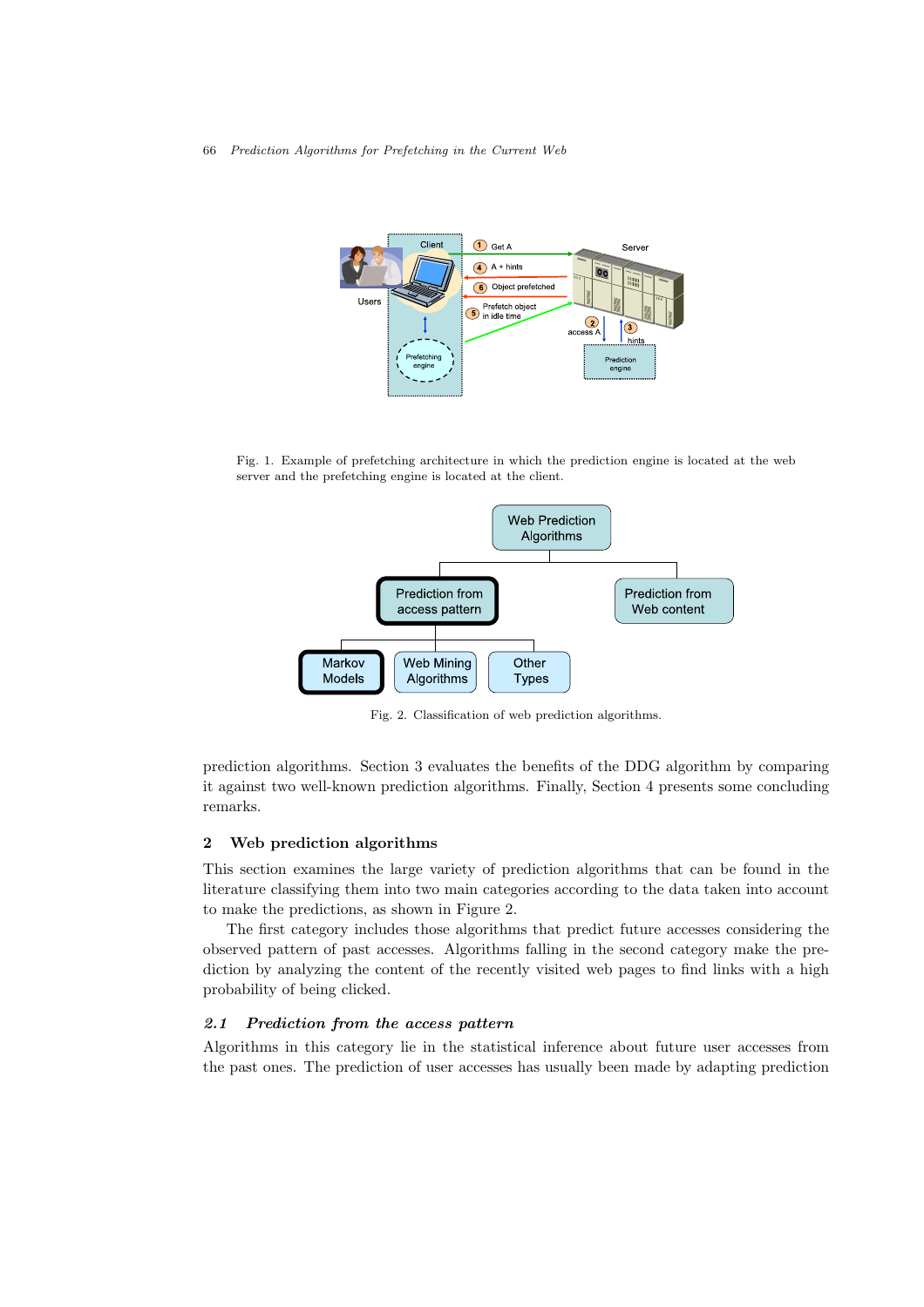Fig. 1. Example of prefetching architecture in which the prediction engine is located at the web server and the prefetching engine is located at the client.

Fig. 2. Classification of web prediction algorithms.

prediction algorithms. Section 3 evaluates the benefits of the DDG algorithm by comparing it against two well-known prediction algorithms. Finally, Section 4 presents some concluding remarks.

## 2 Web prediction algorithms

This section examines the large variety of prediction algorithms that can be found in the literature classifying them into two main categories according to the data taken into account to make the predictions, as shown in Figure 2.

The first category includes those algorithms that predict future accesses considering the observed pattern of past accesses. Algorithms falling in the second category make the prediction by analyzing the content of the recently visited web pages to find links with a high probability of being clicked.

### *2.1 Prediction from the access pattern*

Algorithms in this category lie in the statistical inference about future user accesses from the past ones. The prediction of user accesses has usually been made by adapting prediction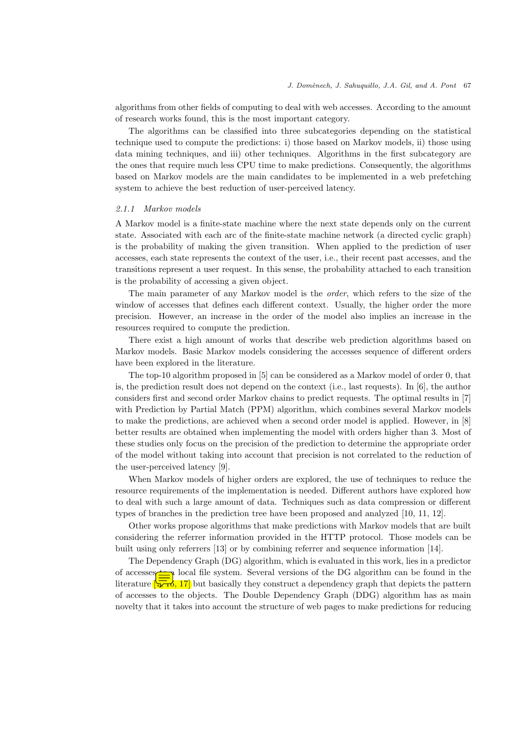algorithms from other fields of computing to deal with web accesses. According to the amount of research works found, this is the most important category.

The algorithms can be classified into three subcategories depending on the statistical technique used to compute the predictions: i) those based on Markov models, ii) those using data mining techniques, and iii) other techniques. Algorithms in the first subcategory are the ones that require much less CPU time to make predictions. Consequently, the algorithms based on Markov models are the main candidates to be implemented in a web prefetching system to achieve the best reduction of user-perceived latency.

#### *2.1.1 Markov models*

A Markov model is a finite-state machine where the next state depends only on the current state. Associated with each arc of the finite-state machine network (a directed cyclic graph) is the probability of making the given transition. When applied to the prediction of user accesses, each state represents the context of the user, i.e., their recent past accesses, and the transitions represent a user request. In this sense, the probability attached to each transition is the probability of accessing a given object.

The main parameter of any Markov model is the *order*, which refers to the size of the window of accesses that defines each different context. Usually, the higher order the more precision. However, an increase in the order of the model also implies an increase in the resources required to compute the prediction.

There exist a high amount of works that describe web prediction algorithms based on Markov models. Basic Markov models considering the accesses sequence of different orders have been explored in the literature.

The top-10 algorithm proposed in [5] can be considered as a Markov model of order 0, that is, the prediction result does not depend on the context (i.e., last requests). In [6], the author considers first and second order Markov chains to predict requests. The optimal results in [7] with Prediction by Partial Match (PPM) algorithm, which combines several Markov models to make the predictions, are achieved when a second order model is applied. However, in [8] better results are obtained when implementing the model with orders higher than 3. Most of these studies only focus on the precision of the prediction to determine the appropriate order of the model without taking into account that precision is not correlated to the reduction of the user-perceived latency [9].

When Markov models of higher orders are explored, the use of techniques to reduce the resource requirements of the implementation is needed. Different authors have explored how to deal with such a large amount of data. Techniques such as data compression or different types of branches in the prediction tree have been proposed and analyzed [10, 11, 12].

Other works propose algorithms that make predictions with Markov models that are built considering the referrer information provided in the HTTP protocol. Those models can be built using only referrers [13] or by combining referrer and sequence information [14].

The Dependency Graph (DG) algorithm, which is evaluated in this work, lies in a predictor of accesses to a local file system. Several versions of the DG algorithm can be found in the literature [15, 16, 17] but basically they construct a dependency graph that depicts the pattern of accesses to the objects. The Double Dependency Graph (DDG) algorithm has as main novelty that it takes into account the structure of web pages to make predictions for reducing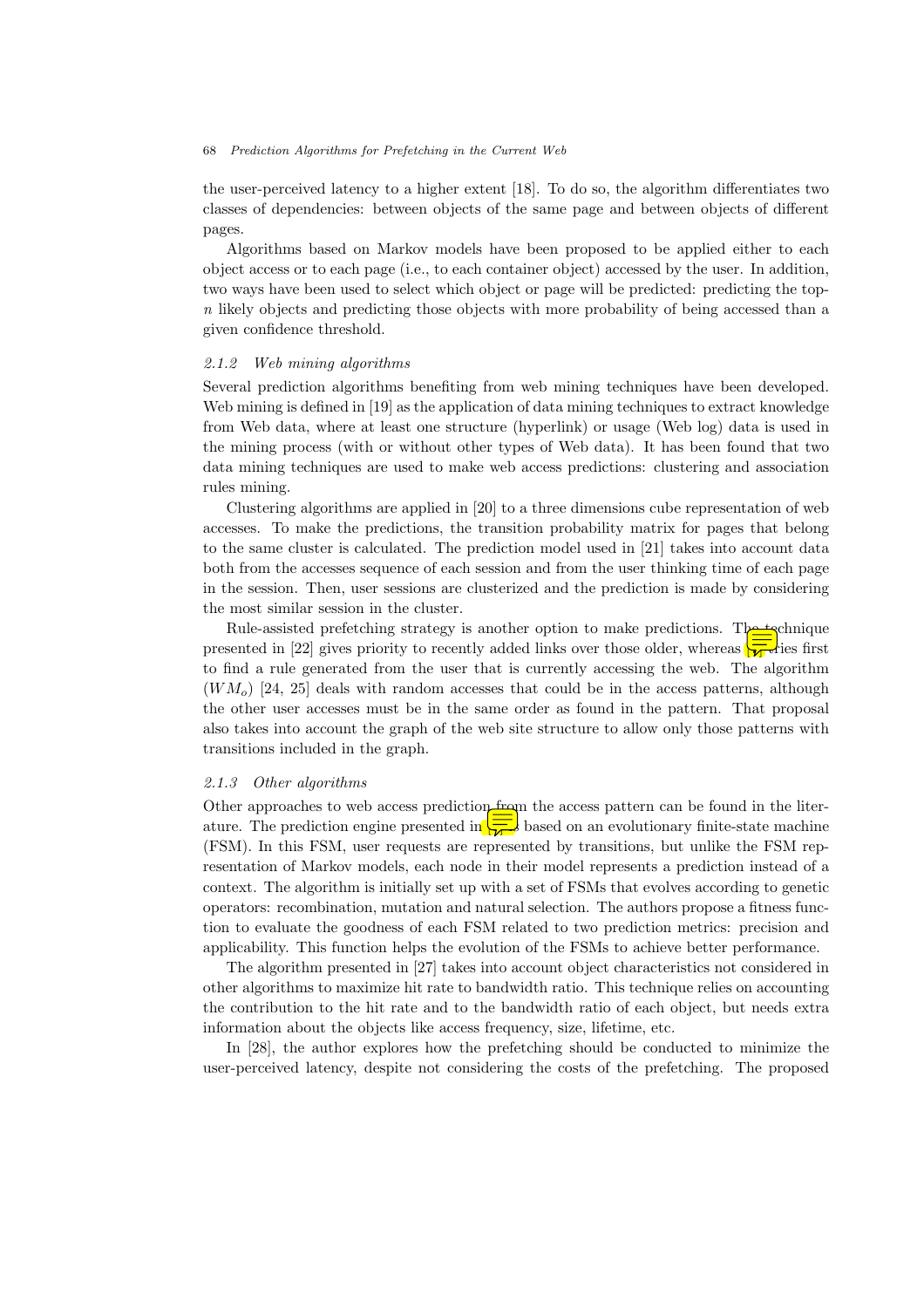the user-perceived latency to a higher extent [18]. To do so, the algorithm differentiates two classes of dependencies: between objects of the same page and between objects of different pages.

Algorithms based on Markov models have been proposed to be applied either to each object access or to each page (i.e., to each container object) accessed by the user. In addition, two ways have been used to select which object or page will be predicted: predicting the top-$n$ likely objects and predicting those objects with more probability of being accessed than a given confidence threshold.

### 2.1.2 Web mining algorithms

Several prediction algorithms benefiting from web mining techniques have been developed. Web mining is defined in [19] as the application of data mining techniques to extract knowledge from Web data, where at least one structure (hyperlink) or usage (Web log) data is used in the mining process (with or without other types of Web data). It has been found that two data mining techniques are used to make web access predictions: clustering and association rules mining.

Clustering algorithms are applied in [20] to a three dimensions cube representation of web accesses. To make the predictions, the transition probability matrix for pages that belong to the same cluster is calculated. The prediction model used in [21] takes into account data both from the accesses sequence of each session and from the user thinking time of each page in the session. Then, user sessions are clusterized and the prediction is made by considering the most similar session in the cluster.

Rule-assisted prefetching strategy is another option to make predictions. The technique presented in [22] gives priority to recently added links over those older, whereas [23] tries first to find a rule generated from the user that is currently accessing the web. The algorithm ($WM_o$) [24, 25] deals with random accesses that could be in the access patterns, although the other user accesses must be in the same order as found in the pattern. That proposal also takes into account the graph of the web site structure to allow only those patterns with transitions included in the graph.

### 2.1.3 Other algorithms

Other approaches to web access prediction from the access pattern can be found in the literature. The prediction engine presented in [26] is based on an evolutionary finite-state machine (FSM). In this FSM, user requests are represented by transitions, but unlike the FSM representation of Markov models, each node in their model represents a prediction instead of a context. The algorithm is initially set up with a set of FSMs that evolves according to genetic operators: recombination, mutation and natural selection. The authors propose a fitness function to evaluate the goodness of each FSM related to two prediction metrics: precision and applicability. This function helps the evolution of the FSMs to achieve better performance.

The algorithm presented in [27] takes into account object characteristics not considered in other algorithms to maximize hit rate to bandwidth ratio. This technique relies on accounting the contribution to the hit rate and to the bandwidth ratio of each object, but needs extra information about the objects like access frequency, size, lifetime, etc.

In [28], the author explores how the prefetching should be conducted to minimize the user-perceived latency, despite not considering the costs of the prefetching. The proposed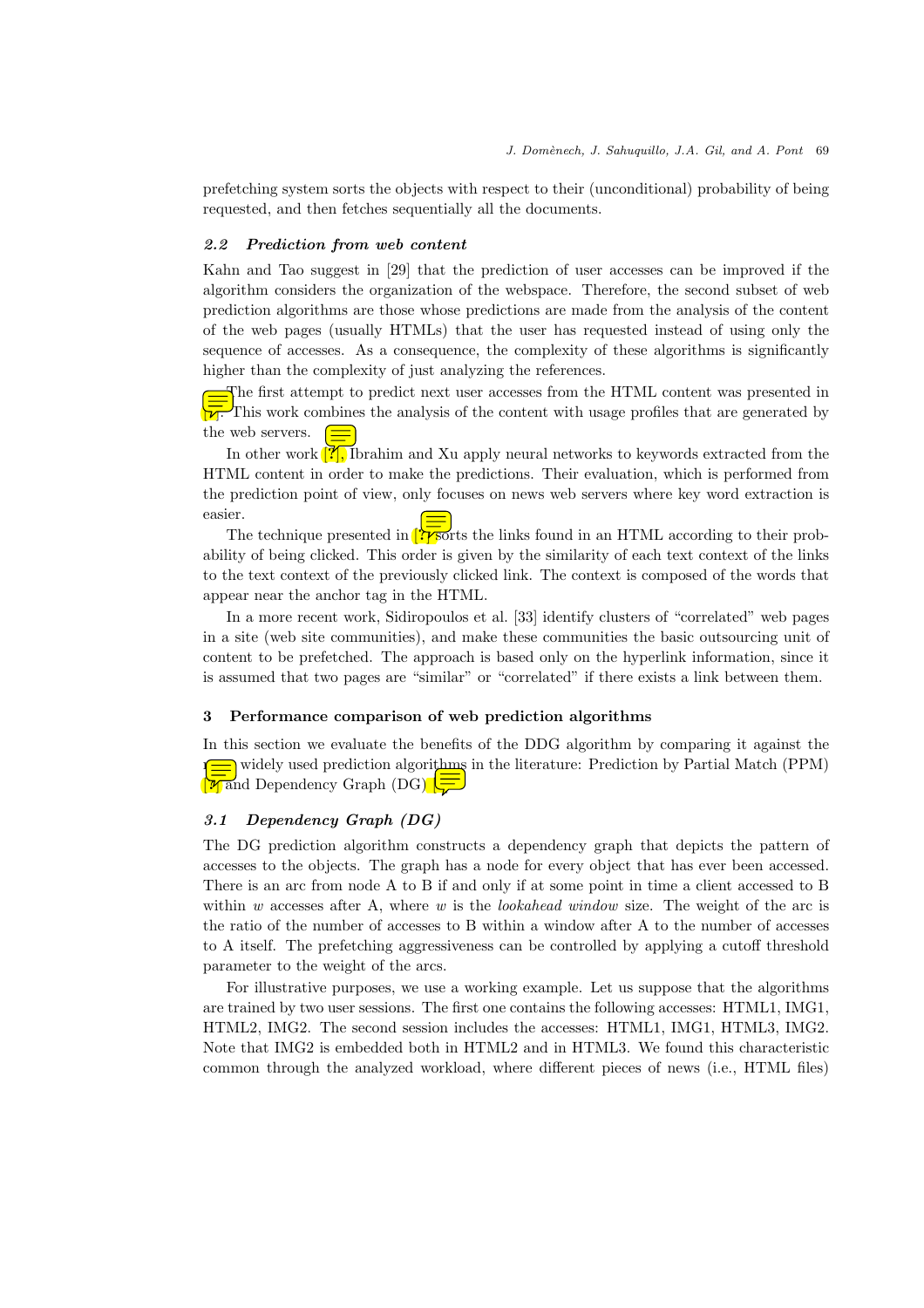prefetching system sorts the objects with respect to their (unconditional) probability of being requested, and then fetches sequentially all the documents.

### 2.2 Prediction from web content

Kahn and Tao suggest in [29] that the prediction of user accesses can be improved if the algorithm considers the organization of the webspace. Therefore, the second subset of web prediction algorithms are those whose predictions are made from the analysis of the content of the web pages (usually HTMLs) that the user has requested instead of using only the sequence of accesses. As a consequence, the complexity of these algorithms is significantly higher than the complexity of just analyzing the references.

The first attempt to predict next user accesses from the HTML content was presented in [?]. This work combines the analysis of the content with usage profiles that are generated by the web servers.

In other work [?], Ibrahim and Xu apply neural networks to keywords extracted from the HTML content in order to make the predictions. Their evaluation, which is performed from the prediction point of view, only focuses on news web servers where key word extraction is easier.

The technique presented in [?] sorts the links found in an HTML according to their probability of being clicked. This order is given by the similarity of each text context of the links to the text context of the previously clicked link. The context is composed of the words that appear near the anchor tag in the HTML.

In a more recent work, Sidiropoulos et al. [33] identify clusters of "correlated" web pages in a site (web site communities), and make these communities the basic outsourcing unit of content to be prefetched. The approach is based only on the hyperlink information, since it is assumed that two pages are "similar" or "correlated" if there exists a link between them.

## 3 Performance comparison of web prediction algorithms

In this section we evaluate the benefits of the DDG algorithm by comparing it against the most widely used prediction algorithms in the literature: Prediction by Partial Match (PPM) [?] and Dependency Graph (DG) [?].

### 3.1 Dependency Graph (DG)

The DG prediction algorithm constructs a dependency graph that depicts the pattern of accesses to the objects. The graph has a node for every object that has ever been accessed. There is an arc from node A to B if and only if at some point in time a client accessed to B within $w$ accesses after A, where $w$ is the *lookahead window* size. The weight of the arc is the ratio of the number of accesses to B within a window after A to the number of accesses to A itself. The prefetching aggressiveness can be controlled by applying a cutoff threshold parameter to the weight of the arcs.

For illustrative purposes, we use a working example. Let us suppose that the algorithms are trained by two user sessions. The first one contains the following accesses: HTML1, IMG1, HTML2, IMG2. The second session includes the accesses: HTML1, IMG1, HTML3, IMG2. Note that IMG2 is embedded both in HTML2 and in HTML3. We found this characteristic common through the analyzed workload, where different pieces of news (i.e., HTML files)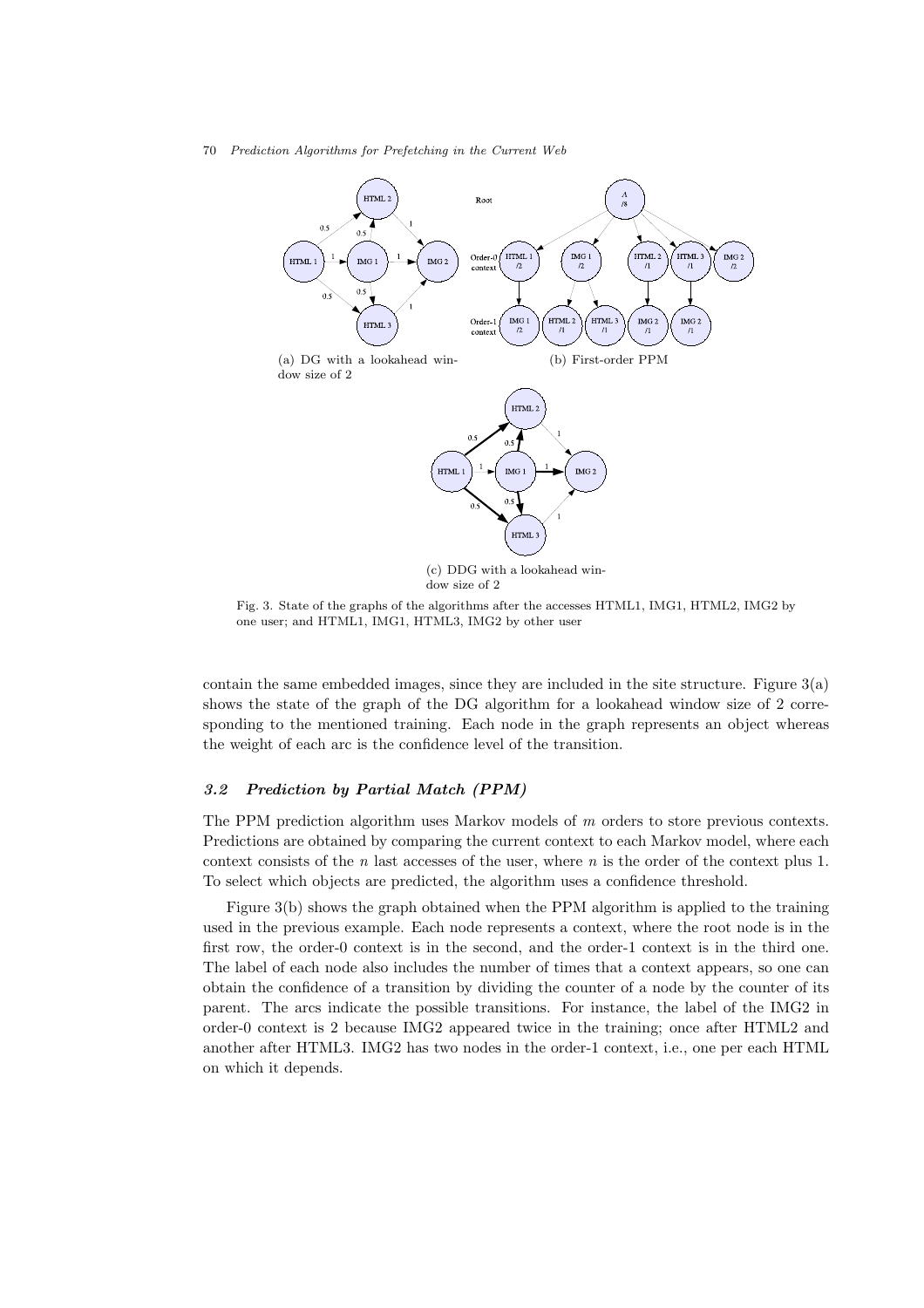(a) DG with a lookahead window size of 2

(b) First-order PPM

(c) DDG with a lookahead window size of 2

Fig. 3. State of the graphs of the algorithms after the accesses HTML1, IMG1, HTML2, IMG2 by one user; and HTML1, IMG1, HTML3, IMG2 by other user

contain the same embedded images, since they are included in the site structure. Figure 3(a) shows the state of the graph of the DG algorithm for a lookahead window size of 2 corresponding to the mentioned training. Each node in the graph represents an object whereas the weight of each arc is the confidence level of the transition.

### *3.2 Prediction by Partial Match (PPM)*

The PPM prediction algorithm uses Markov models of $m$ orders to store previous contexts. Predictions are obtained by comparing the current context to each Markov model, where each context consists of the $n$ last accesses of the user, where $n$ is the order of the context plus 1. To select which objects are predicted, the algorithm uses a confidence threshold.

Figure 3(b) shows the graph obtained when the PPM algorithm is applied to the training used in the previous example. Each node represents a context, where the root node is in the first row, the order-0 context is in the second, and the order-1 context is in the third one. The label of each node also includes the number of times that a context appears, so one can obtain the confidence of a transition by dividing the counter of a node by the counter of its parent. The arcs indicate the possible transitions. For instance, the label of the IMG2 in order-0 context is 2 because IMG2 appeared twice in the training; once after HTML2 and another after HTML3. IMG2 has two nodes in the order-1 context, i.e., one per each HTML on which it depends.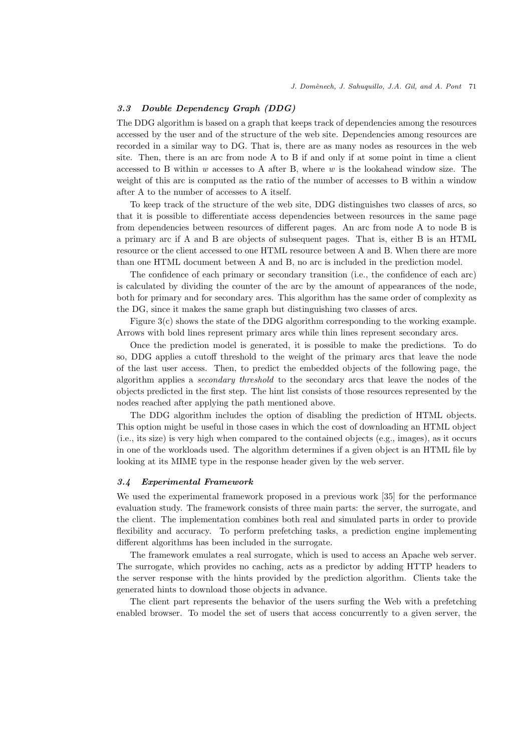### 3.3 *Double Dependency Graph (DDG)*

The DDG algorithm is based on a graph that keeps track of dependencies among the resources accessed by the user and of the structure of the web site. Dependencies among resources are recorded in a similar way to DG. That is, there are as many nodes as resources in the web site. Then, there is an arc from node A to B if and only if at some point in time a client accessed to B within $w$ accesses to A after B, where $w$ is the lookahead window size. The weight of this arc is computed as the ratio of the number of accesses to B within a window after A to the number of accesses to A itself.

To keep track of the structure of the web site, DDG distinguishes two classes of arcs, so that it is possible to differentiate access dependencies between resources in the same page from dependencies between resources of different pages. An arc from node A to node B is a primary arc if A and B are objects of subsequent pages. That is, either B is an HTML resource or the client accessed to one HTML resource between A and B. When there are more than one HTML document between A and B, no arc is included in the prediction model.

The confidence of each primary or secondary transition (i.e., the confidence of each arc) is calculated by dividing the counter of the arc by the amount of appearances of the node, both for primary and for secondary arcs. This algorithm has the same order of complexity as the DG, since it makes the same graph but distinguishing two classes of arcs.

Figure 3(c) shows the state of the DDG algorithm corresponding to the working example. Arrows with bold lines represent primary arcs while thin lines represent secondary arcs.

Once the prediction model is generated, it is possible to make the predictions. To do so, DDG applies a cutoff threshold to the weight of the primary arcs that leave the node of the last user access. Then, to predict the embedded objects of the following page, the algorithm applies a *secondary threshold* to the secondary arcs that leave the nodes of the objects predicted in the first step. The hint list consists of those resources represented by the nodes reached after applying the path mentioned above.

The DDG algorithm includes the option of disabling the prediction of HTML objects. This option might be useful in those cases in which the cost of downloading an HTML object (i.e., its size) is very high when compared to the contained objects (e.g., images), as it occurs in one of the workloads used. The algorithm determines if a given object is an HTML file by looking at its MIME type in the response header given by the web server.

### 3.4 *Experimental Framework*

We used the experimental framework proposed in a previous work [35] for the performance evaluation study. The framework consists of three main parts: the server, the surrogate, and the client. The implementation combines both real and simulated parts in order to provide flexibility and accuracy. To perform prefetching tasks, a prediction engine implementing different algorithms has been included in the surrogate.

The framework emulates a real surrogate, which is used to access an Apache web server. The surrogate, which provides no caching, acts as a predictor by adding HTTP headers to the server response with the hints provided by the prediction algorithm. Clients take the generated hints to download those objects in advance.

The client part represents the behavior of the users surfing the Web with a prefetching enabled browser. To model the set of users that access concurrently to a given server, the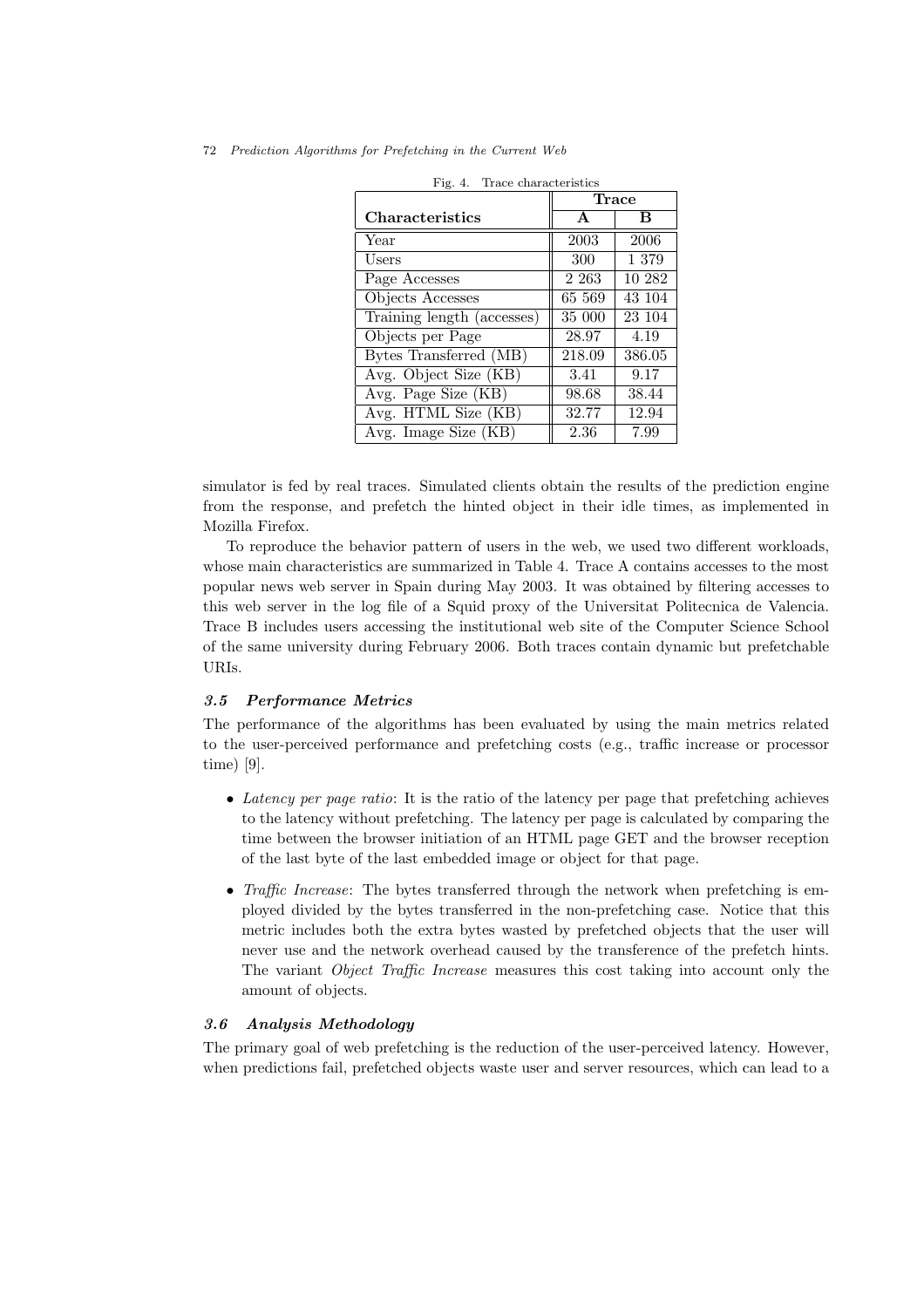Fig. 4. Trace characteristics

| Characteristics | Trace A | Trace B |
|---|---|---|
| Year | 2003 | 2006 |
| Users | 300 | 1 379 |
| Page Accesses | 2 263 | 10 282 |
| Objects Accesses | 65 569 | 43 104 |
| Training length (accesses) | 35 000 | 23 104 |
| Objects per Page | 28.97 | 4.19 |
| Bytes Transferred (MB) | 218.09 | 386.05 |
| Avg. Object Size (KB) | 3.41 | 9.17 |
| Avg. Page Size (KB) | 98.68 | 38.44 |
| Avg. HTML Size (KB) | 32.77 | 12.94 |
| Avg. Image Size (KB) | 2.36 | 7.99 |

simulator is fed by real traces. Simulated clients obtain the results of the prediction engine from the response, and prefetch the hinted object in their idle times, as implemented in Mozilla Firefox.

To reproduce the behavior pattern of users in the web, we used two different workloads, whose main characteristics are summarized in Table 4. Trace A contains accesses to the most popular news web server in Spain during May 2003. It was obtained by filtering accesses to this web server in the log file of a Squid proxy of the Universitat Politecnica de Valencia. Trace B includes users accessing the institutional web site of the Computer Science School of the same university during February 2006. Both traces contain dynamic but prefetchable URIs.

### *3.5 Performance Metrics*

The performance of the algorithms has been evaluated by using the main metrics related to the user-perceived performance and prefetching costs (e.g., traffic increase or processor time) [9].

- *Latency per page ratio*: It is the ratio of the latency per page that prefetching achieves to the latency without prefetching. The latency per page is calculated by comparing the time between the browser initiation of an HTML page GET and the browser reception of the last byte of the last embedded image or object for that page.
- *Traffic Increase*: The bytes transferred through the network when prefetching is employed divided by the bytes transferred in the non-prefetching case. Notice that this metric includes both the extra bytes wasted by prefetched objects that the user will never use and the network overhead caused by the transference of the prefetch hints. The variant *Object Traffic Increase* measures this cost taking into account only the amount of objects.

### *3.6 Analysis Methodology*

The primary goal of web prefetching is the reduction of the user-perceived latency. However, when predictions fail, prefetched objects waste user and server resources, which can lead to a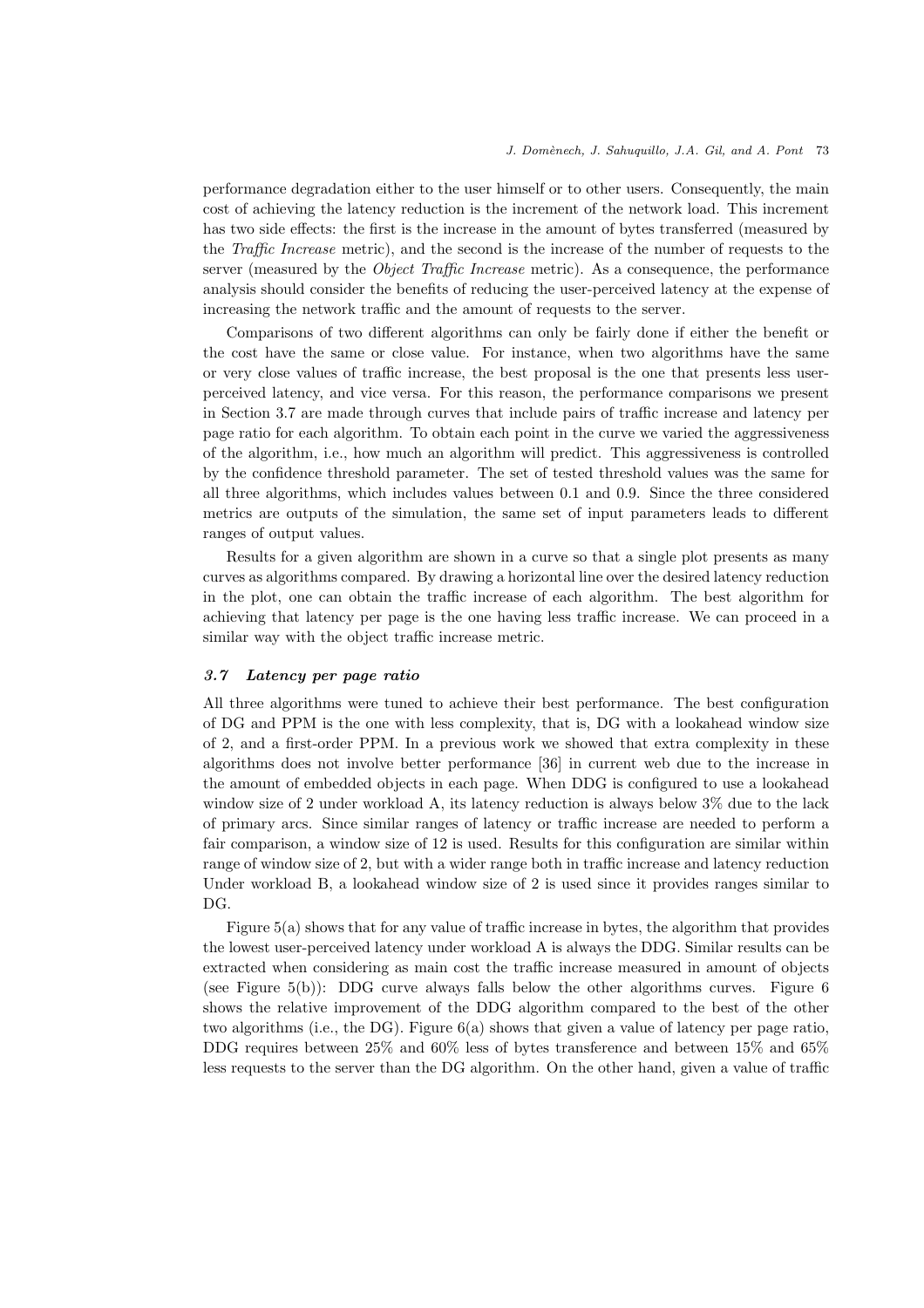performance degradation either to the user himself or to other users. Consequently, the main cost of achieving the latency reduction is the increment of the network load. This increment has two side effects: the first is the increase in the amount of bytes transferred (measured by the *Traffic Increase* metric), and the second is the increase of the number of requests to the server (measured by the *Object Traffic Increase* metric). As a consequence, the performance analysis should consider the benefits of reducing the user-perceived latency at the expense of increasing the network traffic and the amount of requests to the server.

Comparisons of two different algorithms can only be fairly done if either the benefit or the cost have the same or close value. For instance, when two algorithms have the same or very close values of traffic increase, the best proposal is the one that presents less user-perceived latency, and vice versa. For this reason, the performance comparisons we present in Section 3.7 are made through curves that include pairs of traffic increase and latency per page ratio for each algorithm. To obtain each point in the curve we varied the aggressiveness of the algorithm, i.e., how much an algorithm will predict. This aggressiveness is controlled by the confidence threshold parameter. The set of tested threshold values was the same for all three algorithms, which includes values between 0.1 and 0.9. Since the three considered metrics are outputs of the simulation, the same set of input parameters leads to different ranges of output values.

Results for a given algorithm are shown in a curve so that a single plot presents as many curves as algorithms compared. By drawing a horizontal line over the desired latency reduction in the plot, one can obtain the traffic increase of each algorithm. The best algorithm for achieving that latency per page is the one having less traffic increase. We can proceed in a similar way with the object traffic increase metric.

### *3.7 Latency per page ratio*

All three algorithms were tuned to achieve their best performance. The best configuration of DG and PPM is the one with less complexity, that is, DG with a lookahead window size of 2, and a first-order PPM. In a previous work we showed that extra complexity in these algorithms does not involve better performance [36] in current web due to the increase in the amount of embedded objects in each page. When DDG is configured to use a lookahead window size of 2 under workload A, its latency reduction is always below 3% due to the lack of primary arcs. Since similar ranges of latency or traffic increase are needed to perform a fair comparison, a window size of 12 is used. Results for this configuration are similar within range of window size of 2, but with a wider range both in traffic increase and latency reduction Under workload B, a lookahead window size of 2 is used since it provides ranges similar to DG.

Figure 5(a) shows that for any value of traffic increase in bytes, the algorithm that provides the lowest user-perceived latency under workload A is always the DDG. Similar results can be extracted when considering as main cost the traffic increase measured in amount of objects (see Figure 5(b)): DDG curve always falls below the other algorithms curves. Figure 6 shows the relative improvement of the DDG algorithm compared to the best of the other two algorithms (i.e., the DG). Figure 6(a) shows that given a value of latency per page ratio, DDG requires between 25% and 60% less of bytes transference and between 15% and 65% less requests to the server than the DG algorithm. On the other hand, given a value of traffic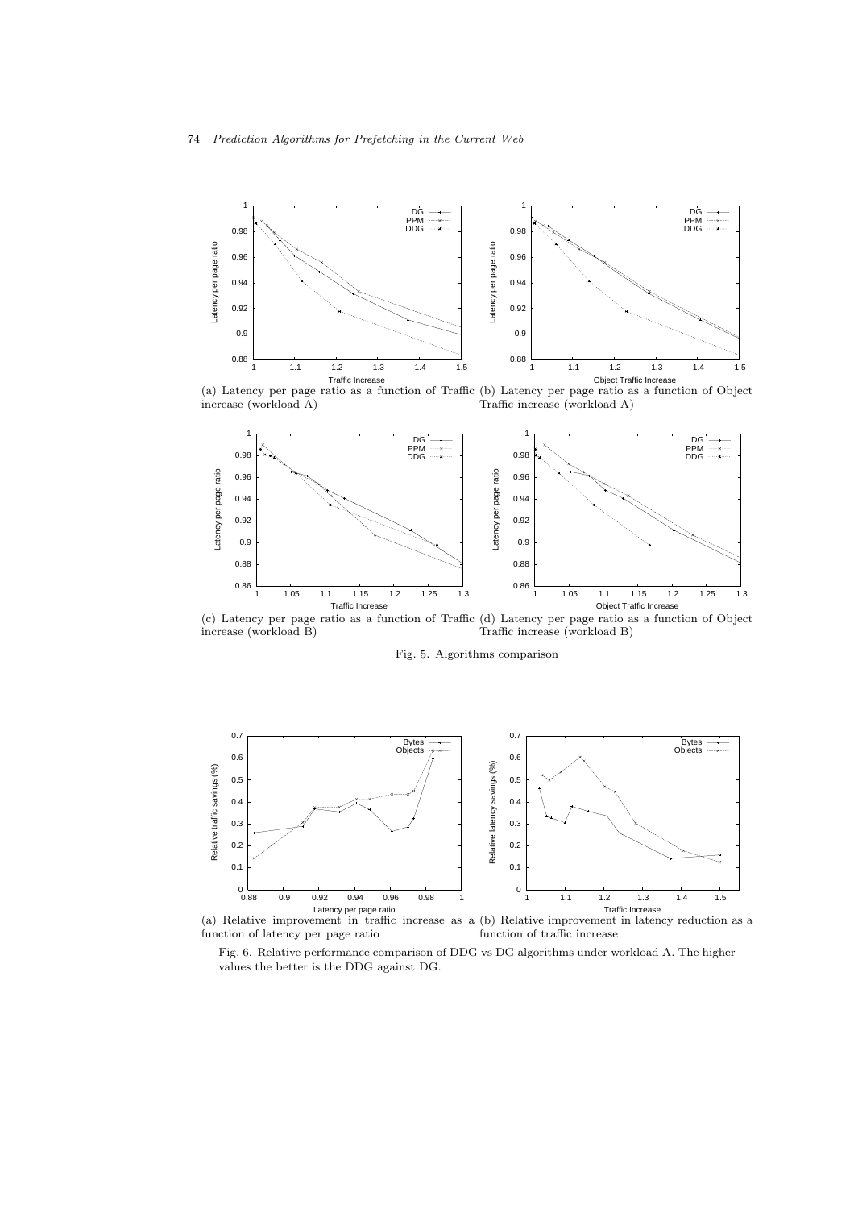(a) Latency per page ratio as a function of Traffic increase (workload A)

(b) Latency per page ratio as a function of Object Traffic increase (workload A)

(c) Latency per page ratio as a function of Traffic increase (workload B)

(d) Latency per page ratio as a function of Object Traffic increase (workload B)

Fig. 5. Algorithms comparison

(a) Relative improvement in traffic increase as a function of latency per page ratio

(b) Relative improvement in latency reduction as a function of traffic increase

Fig. 6. Relative performance comparison of DDG vs DG algorithms under workload A. The higher values the better is the DDG against DG.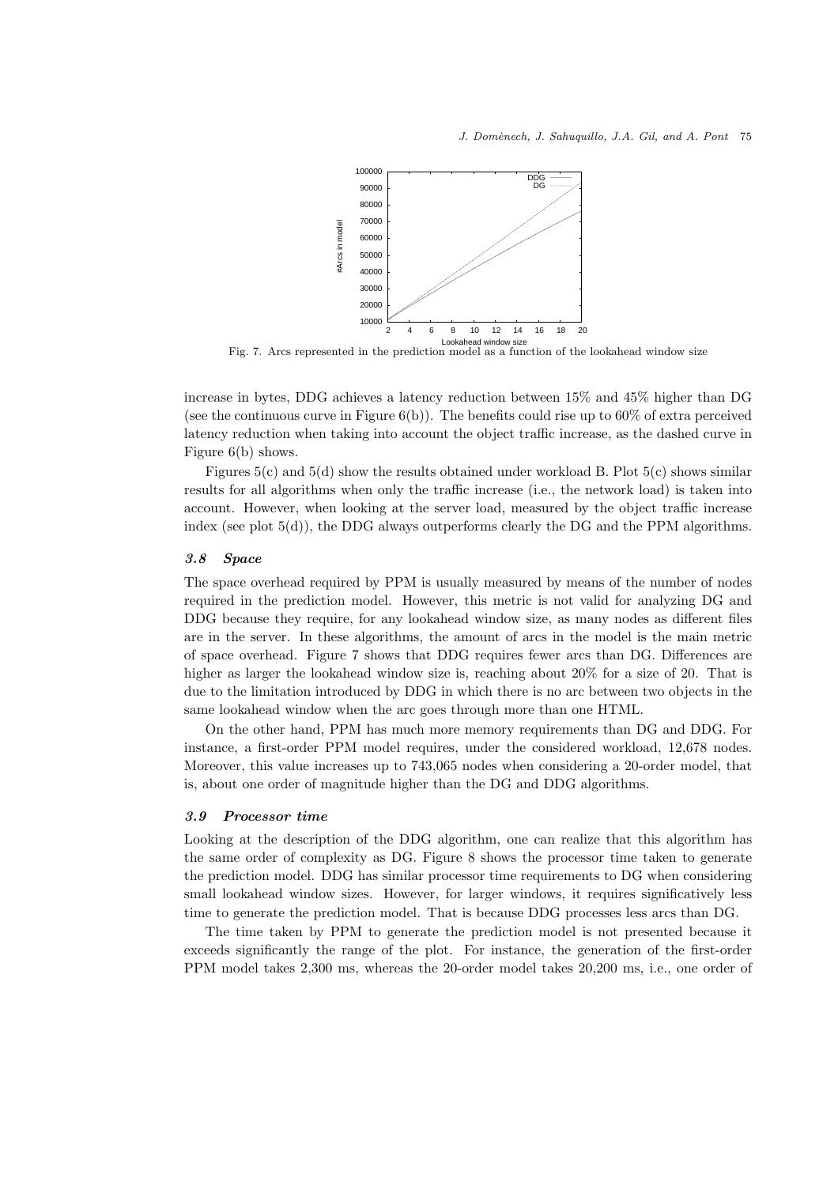Fig. 7. Arcs represented in the prediction model as a function of the lookahead window size

increase in bytes, DDG achieves a latency reduction between 15% and 45% higher than DG (see the continuous curve in Figure 6(b)). The benefits could rise up to 60% of extra perceived latency reduction when taking into account the object traffic increase, as the dashed curve in Figure 6(b) shows.

Figures 5(c) and 5(d) show the results obtained under workload B. Plot 5(c) shows similar results for all algorithms when only the traffic increase (i.e., the network load) is taken into account. However, when looking at the server load, measured by the object traffic increase index (see plot 5(d)), the DDG always outperforms clearly the DG and the PPM algorithms.

### *3.8 Space*

The space overhead required by PPM is usually measured by means of the number of nodes required in the prediction model. However, this metric is not valid for analyzing DG and DDG because they require, for any lookahead window size, as many nodes as different files are in the server. In these algorithms, the amount of arcs in the model is the main metric of space overhead. Figure 7 shows that DDG requires fewer arcs than DG. Differences are higher as larger the lookahead window size is, reaching about 20% for a size of 20. That is due to the limitation introduced by DDG in which there is no arc between two objects in the same lookahead window when the arc goes through more than one HTML.

On the other hand, PPM has much more memory requirements than DG and DDG. For instance, a first-order PPM model requires, under the considered workload, 12,678 nodes. Moreover, this value increases up to 743,065 nodes when considering a 20-order model, that is, about one order of magnitude higher than the DG and DDG algorithms.

### *3.9 Processor time*

Looking at the description of the DDG algorithm, one can realize that this algorithm has the same order of complexity as DG. Figure 8 shows the processor time taken to generate the prediction model. DDG has similar processor time requirements to DG when considering small lookahead window sizes. However, for larger windows, it requires significatively less time to generate the prediction model. That is because DDG processes less arcs than DG.

The time taken by PPM to generate the prediction model is not presented because it exceeds significantly the range of the plot. For instance, the generation of the first-order PPM model takes 2,300 ms, whereas the 20-order model takes 20,200 ms, i.e., one order of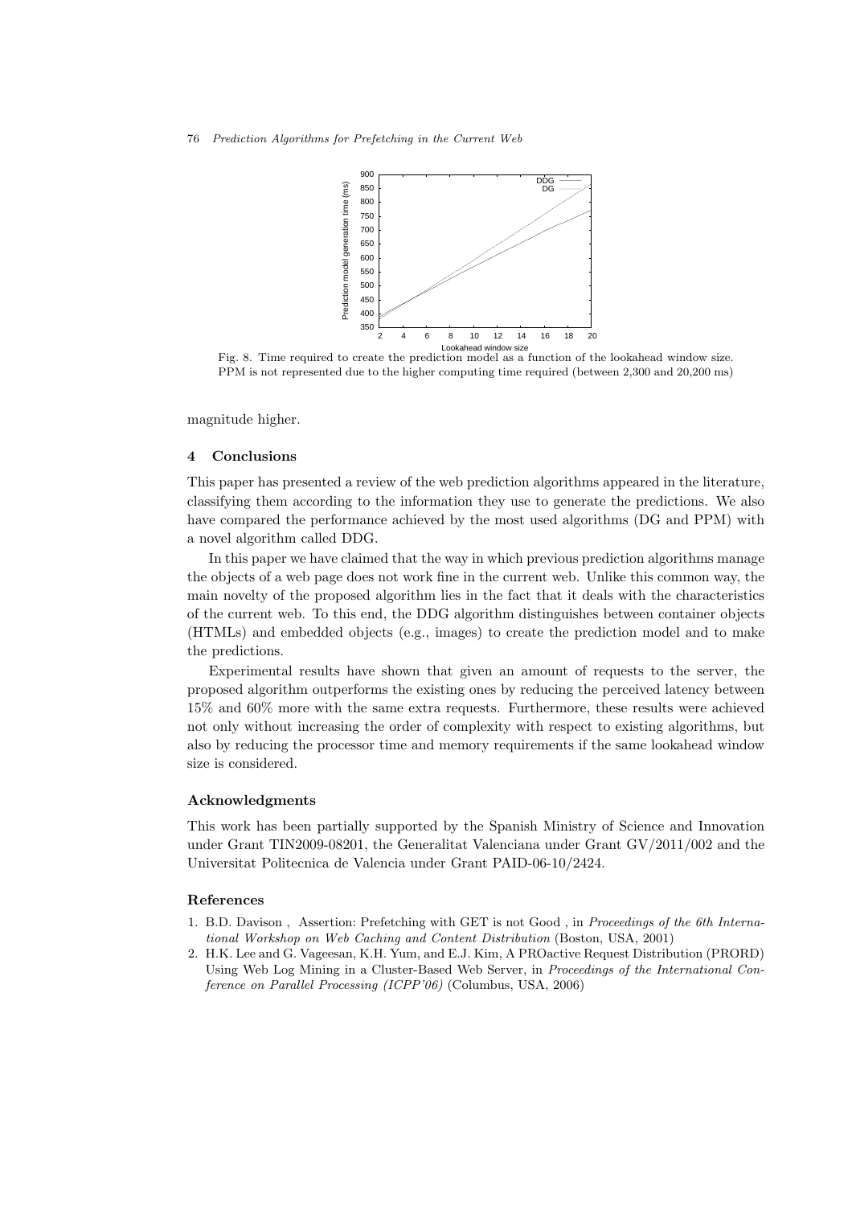Fig. 8. Time required to create the prediction model as a function of the lookahead window size. PPM is not represented due to the higher computing time required (between 2,300 and 20,200 ms)

magnitude higher.

## 4 Conclusions

This paper has presented a review of the web prediction algorithms appeared in the literature, classifying them according to the information they use to generate the predictions. We also have compared the performance achieved by the most used algorithms (DG and PPM) with a novel algorithm called DDG.

In this paper we have claimed that the way in which previous prediction algorithms manage the objects of a web page does not work fine in the current web. Unlike this common way, the main novelty of the proposed algorithm lies in the fact that it deals with the characteristics of the current web. To this end, the DDG algorithm distinguishes between container objects (HTMLs) and embedded objects (e.g., images) to create the prediction model and to make the predictions.

Experimental results have shown that given an amount of requests to the server, the proposed algorithm outperforms the existing ones by reducing the perceived latency between 15% and 60% more with the same extra requests. Furthermore, these results were achieved not only without increasing the order of complexity with respect to existing algorithms, but also by reducing the processor time and memory requirements if the same lookahead window size is considered.

### Acknowledgments

This work has been partially supported by the Spanish Ministry of Science and Innovation under Grant TIN2009-08201, the Generalitat Valenciana under Grant GV/2011/002 and the Universitat Politecnica de Valencia under Grant PAID-06-10/2424.

### References

1. B.D. Davison , Assertion: Prefetching with GET is not Good , in *Proceedings of the 6th International Workshop on Web Caching and Content Distribution* (Boston, USA, 2001)
2. H.K. Lee and G. Vageesan, K.H. Yum, and E.J. Kim, A PROactive Request Distribution (PRORD) Using Web Log Mining in a Cluster-Based Web Server, in *Proceedings of the International Conference on Parallel Processing (ICPP'06)* (Columbus, USA, 2006)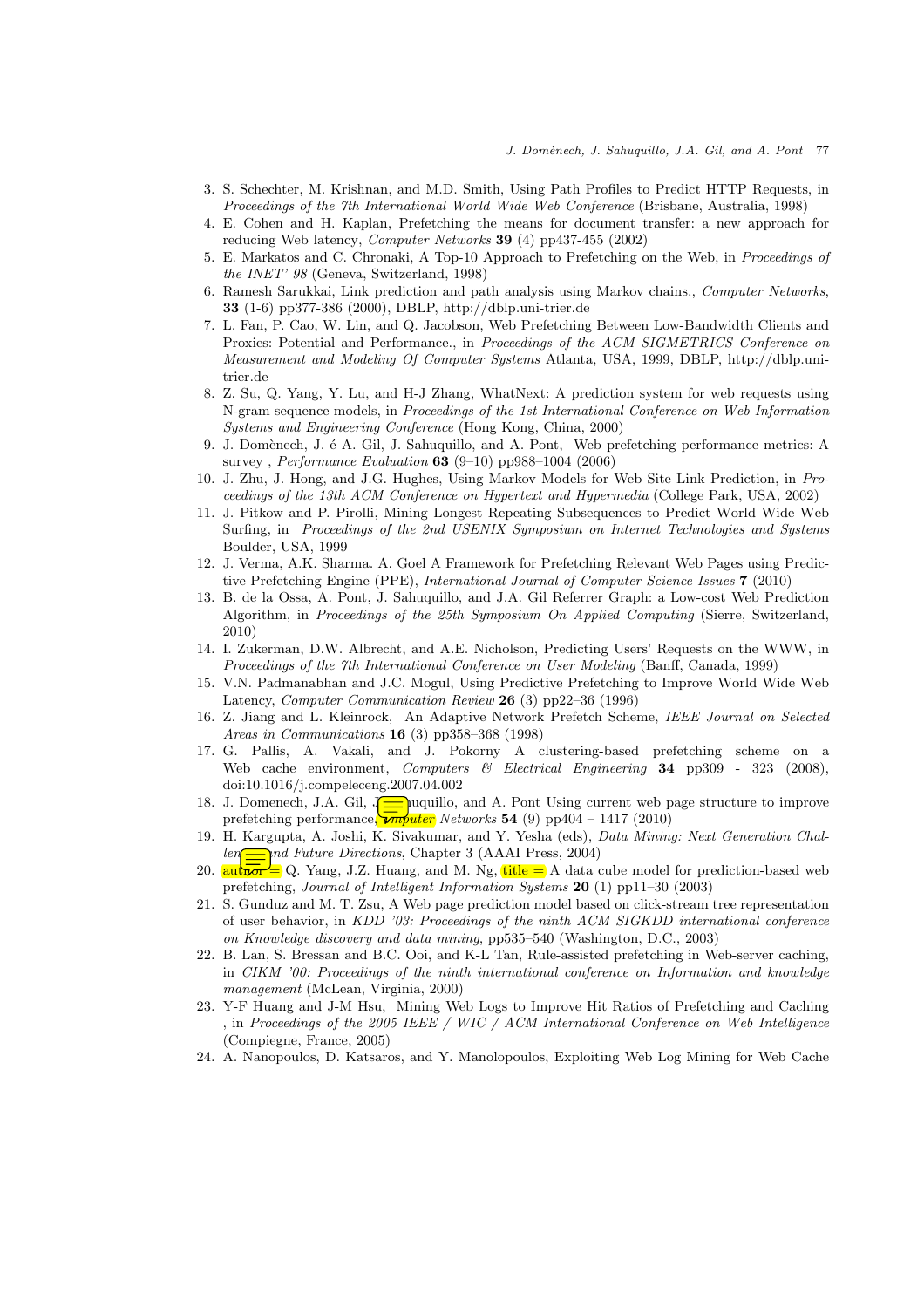3. S. Schechter, M. Krishnan, and M.D. Smith, Using Path Profiles to Predict HTTP Requests, in *Proceedings of the 7th International World Wide Web Conference* (Brisbane, Australia, 1998)
4. E. Cohen and H. Kaplan, Prefetching the means for document transfer: a new approach for reducing Web latency, *Computer Networks* **39** (4) pp437-455 (2002)
5. E. Markatos and C. Chronaki, A Top-10 Approach to Prefetching on the Web, in *Proceedings of the INET' 98* (Geneva, Switzerland, 1998)
6. Ramesh Sarukkai, Link prediction and path analysis using Markov chains., *Computer Networks*, **33** (1-6) pp377-386 (2000), DBLP, http://dblp.uni-trier.de
7. L. Fan, P. Cao, W. Lin, and Q. Jacobson, Web Prefetching Between Low-Bandwidth Clients and Proxies: Potential and Performance., in *Proceedings of the ACM SIGMETRICS Conference on Measurement and Modeling Of Computer Systems* Atlanta, USA, 1999, DBLP, http://dblp.uni-trier.de
8. Z. Su, Q. Yang, Y. Lu, and H-J Zhang, WhatNext: A prediction system for web requests using N-gram sequence models, in *Proceedings of the 1st International Conference on Web Information Systems and Engineering Conference* (Hong Kong, China, 2000)
9. J. Domènech, J. é A. Gil, J. Sahuquillo, and A. Pont, Web prefetching performance metrics: A survey , *Performance Evaluation* **63** (9–10) pp988–1004 (2006)
10. J. Zhu, J. Hong, and J.G. Hughes, Using Markov Models for Web Site Link Prediction, in *Proceedings of the 13th ACM Conference on Hypertext and Hypermedia* (College Park, USA, 2002)
11. J. Pitkow and P. Pirolli, Mining Longest Repeating Subsequences to Predict World Wide Web Surfing, in *Proceedings of the 2nd USENIX Symposium on Internet Technologies and Systems* Boulder, USA, 1999
12. J. Verma, A.K. Sharma. A. Goel A Framework for Prefetching Relevant Web Pages using Predictive Prefetching Engine (PPE), *International Journal of Computer Science Issues* **7** (2010)
13. B. de la Ossa, A. Pont, J. Sahuquillo, and J.A. Gil Referrer Graph: a Low-cost Web Prediction Algorithm, in *Proceedings of the 25th Symposium On Applied Computing* (Sierre, Switzerland, 2010)
14. I. Zukerman, D.W. Albrecht, and A.E. Nicholson, Predicting Users' Requests on the WWW, in *Proceedings of the 7th International Conference on User Modeling* (Banff, Canada, 1999)
15. V.N. Padmanabhan and J.C. Mogul, Using Predictive Prefetching to Improve World Wide Web Latency, *Computer Communication Review* **26** (3) pp22–36 (1996)
16. Z. Jiang and L. Kleinrock, An Adaptive Network Prefetch Scheme, *IEEE Journal on Selected Areas in Communications* **16** (3) pp358–368 (1998)
17. G. Pallis, A. Vakali, and J. Pokorny A clustering-based prefetching scheme on a Web cache environment, *Computers & Electrical Engineering* **34** pp309 - 323 (2008), doi:10.1016/j.compeleceng.2007.04.002
18. J. Domenech, J.A. Gil, J. Sahuquillo, and A. Pont Using current web page structure to improve prefetching performance, *Computer Networks* **54** (9) pp404 – 1417 (2010)
19. H. Kargupta, A. Joshi, K. Sivakumar, and Y. Yesha (eds), *Data Mining: Next Generation Challenges and Future Directions*, Chapter 3 (AAAI Press, 2004)
20. author = Q. Yang, J.Z. Huang, and M. Ng, title = A data cube model for prediction-based web prefetching, *Journal of Intelligent Information Systems* **20** (1) pp11–30 (2003)
21. S. Gunduz and M. T. Zsu, A Web page prediction model based on click-stream tree representation of user behavior, in *KDD '03: Proceedings of the ninth ACM SIGKDD international conference on Knowledge discovery and data mining*, pp535–540 (Washington, D.C., 2003)
22. B. Lan, S. Bressan and B.C. Ooi, and K-L Tan, Rule-assisted prefetching in Web-server caching, in *CIKM '00: Proceedings of the ninth international conference on Information and knowledge management* (McLean, Virginia, 2000)
23. Y-F Huang and J-M Hsu, Mining Web Logs to Improve Hit Ratios of Prefetching and Caching , in *Proceedings of the 2005 IEEE / WIC / ACM International Conference on Web Intelligence* (Compiegne, France, 2005)
24. A. Nanopoulos, D. Katsaros, and Y. Manolopoulos, Exploiting Web Log Mining for Web Cache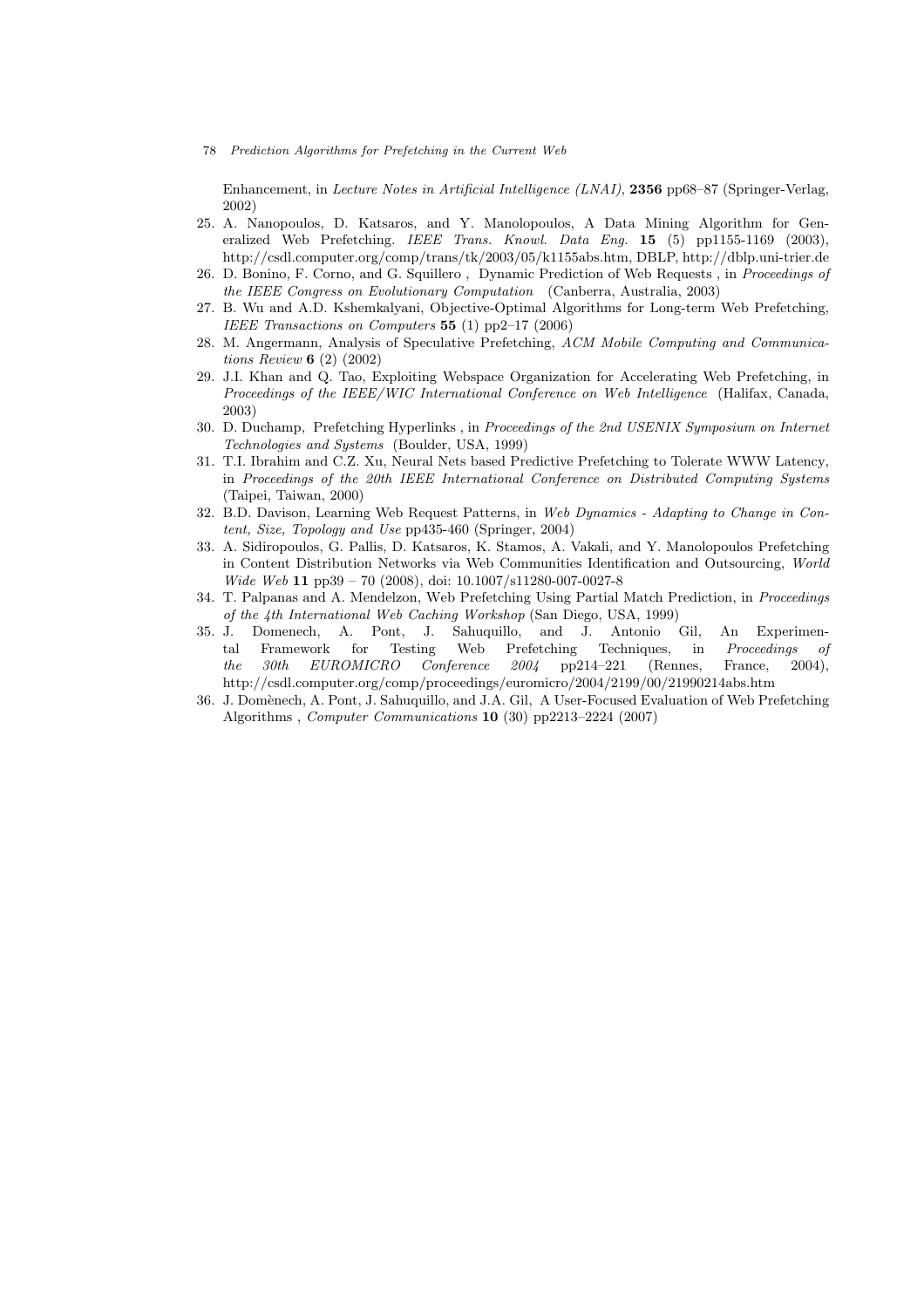Enhancement, in *Lecture Notes in Artificial Intelligence (LNAI)*, **2356** pp68–87 (Springer-Verlag, 2002)

25. A. Nanopoulos, D. Katsaros, and Y. Manolopoulos, A Data Mining Algorithm for Generalized Web Prefetching. *IEEE Trans. Knowl. Data Eng.* **15** (5) pp1155-1169 (2003), http://csdl.computer.org/comp/trans/tk/2003/05/k1155abs.htm, DBLP, http://dblp.uni-trier.de
26. D. Bonino, F. Corno, and G. Squillero , Dynamic Prediction of Web Requests , in *Proceedings of the IEEE Congress on Evolutionary Computation* (Canberra, Australia, 2003)
27. B. Wu and A.D. Kshemkalyani, Objective-Optimal Algorithms for Long-term Web Prefetching, *IEEE Transactions on Computers* **55** (1) pp2–17 (2006)
28. M. Angermann, Analysis of Speculative Prefetching, *ACM Mobile Computing and Communications Review* **6** (2) (2002)
29. J.I. Khan and Q. Tao, Exploiting Webspace Organization for Accelerating Web Prefetching, in *Proceedings of the IEEE/WIC International Conference on Web Intelligence* (Halifax, Canada, 2003)
30. D. Duchamp, Prefetching Hyperlinks , in *Proceedings of the 2nd USENIX Symposium on Internet Technologies and Systems* (Boulder, USA, 1999)
31. T.I. Ibrahim and C.Z. Xu, Neural Nets based Predictive Prefetching to Tolerate WWW Latency, in *Proceedings of the 20th IEEE International Conference on Distributed Computing Systems* (Taipei, Taiwan, 2000)
32. B.D. Davison, Learning Web Request Patterns, in *Web Dynamics - Adapting to Change in Content, Size, Topology and Use* pp435-460 (Springer, 2004)
33. A. Sidiropoulos, G. Pallis, D. Katsaros, K. Stamos, A. Vakali, and Y. Manolopoulos Prefetching in Content Distribution Networks via Web Communities Identification and Outsourcing, *World Wide Web* **11** pp39 – 70 (2008), doi: 10.1007/s11280-007-0027-8
34. T. Palpanas and A. Mendelzon, Web Prefetching Using Partial Match Prediction, in *Proceedings of the 4th International Web Caching Workshop* (San Diego, USA, 1999)
35. J. Domenech, A. Pont, J. Sahuquillo, and J. Antonio Gil, An Experimental Framework for Testing Web Prefetching Techniques, in *Proceedings of the 30th EUROMICRO Conference 2004* pp214–221 (Rennes, France, 2004), http://csdl.computer.org/comp/proceedings/euromicro/2004/2199/00/21990214abs.htm
36. J. Domènech, A. Pont, J. Sahuquillo, and J.A. Gil, A User-Focused Evaluation of Web Prefetching Algorithms , *Computer Communications* **10** (30) pp2213–2224 (2007)